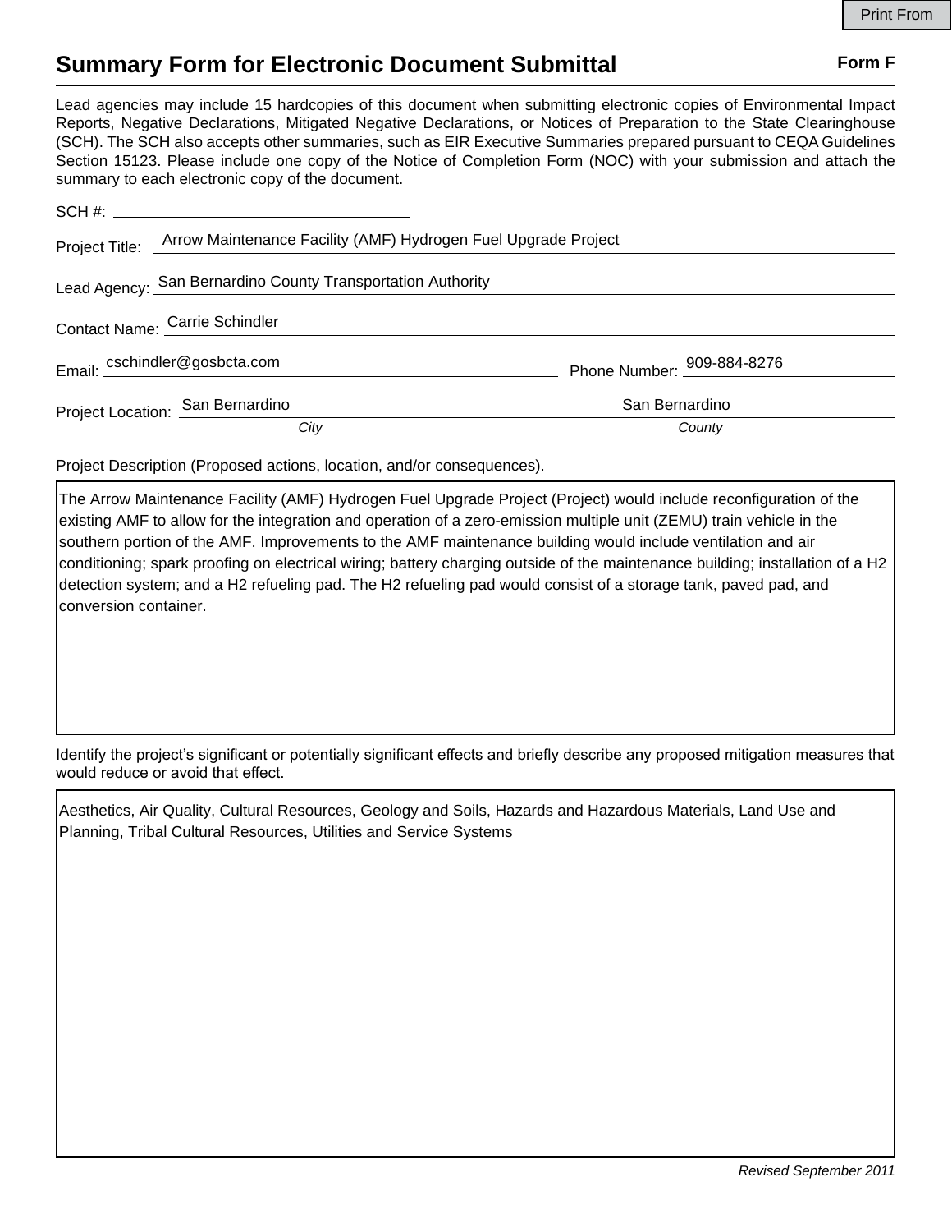# Summary Form for Electronic Document Submittal

**Form F**

Lead agencies may include 15 hardcopies of this document when submitting electronic copies of Environmental Impact Reports, Negative Declarations, Mitigated Negative Declarations, or Notices of Preparation to the State Clearinghouse (SCH). The SCH also accepts other summaries, such as EIR Executive Summaries prepared pursuant to CEQA Guidelines Section 15123. Please include one copy of the Notice of Completion Form (NOC) with your submission and attach the summary to each electronic copy of the document.

SCH #: 

Project Title: Arrow Maintenance Facility (AMF) Hydrogen Fuel Upgrade Project

Lead Agency: San Bernardino County Transportation Authority

Contact Name: Carrie Schindler

Email: cschindler@gosbcta.com Phone Number: 909-884-8276

Project Location: San Bernardino (*City*) San Bernardino (*County*)

Project Description (Proposed actions, location, and/or consequences).

The Arrow Maintenance Facility (AMF) Hydrogen Fuel Upgrade Project (Project) would include reconfiguration of the existing AMF to allow for the integration and operation of a zero-emission multiple unit (ZEMU) train vehicle in the southern portion of the AMF. Improvements to the AMF maintenance building would include ventilation and air conditioning; spark proofing on electrical wiring; battery charging outside of the maintenance building; installation of a H2 detection system; and a H2 refueling pad. The H2 refueling pad would consist of a storage tank, paved pad, and conversion container.

Identify the project's significant or potentially significant effects and briefly describe any proposed mitigation measures that would reduce or avoid that effect.

Aesthetics, Air Quality, Cultural Resources, Geology and Soils, Hazards and Hazardous Materials, Land Use and Planning, Tribal Cultural Resources, Utilities and Service Systems

*Revised September 2011*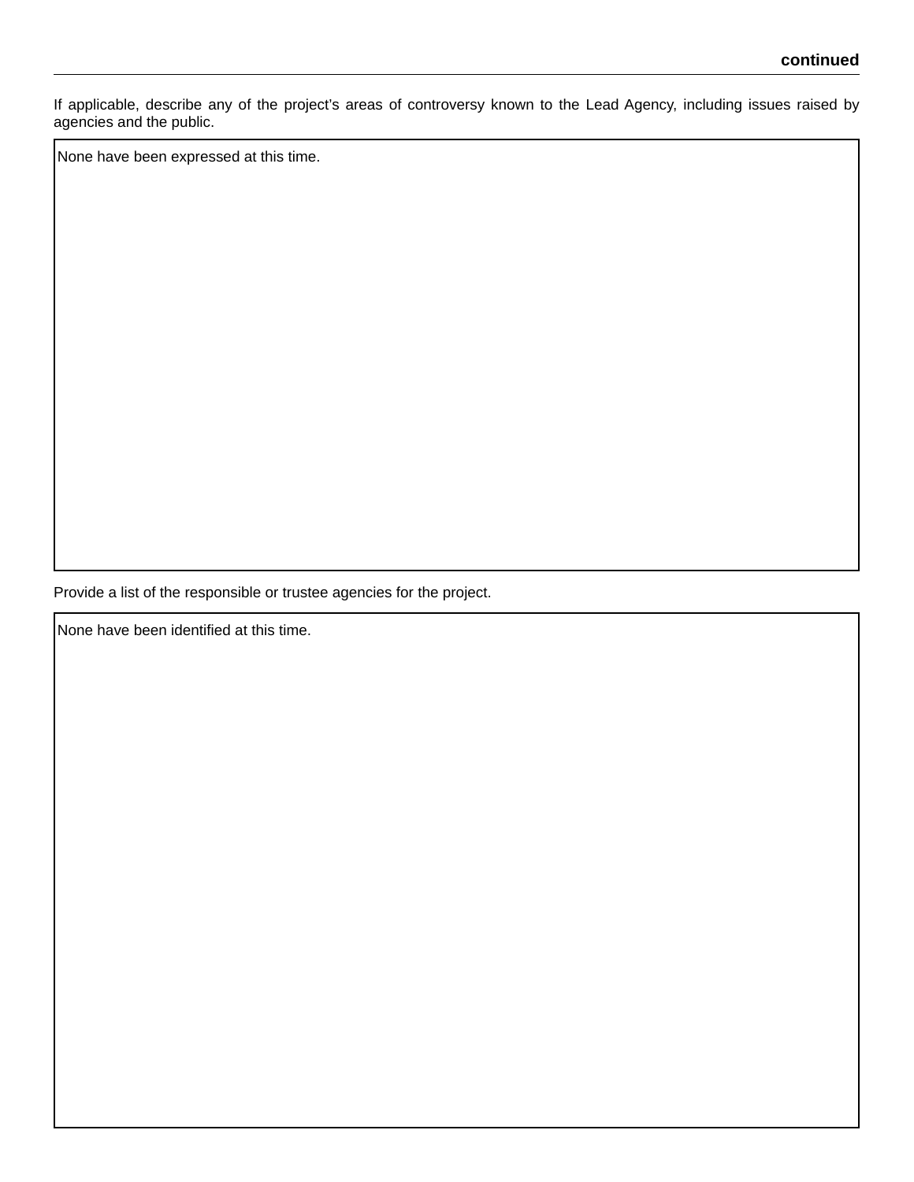**continued**

If applicable, describe any of the project's areas of controversy known to the Lead Agency, including issues raised by agencies and the public.

| |
|---|
| None have been expressed at this time. |

Provide a list of the responsible or trustee agencies for the project.

| |
|---|
| None have been identified at this time. |